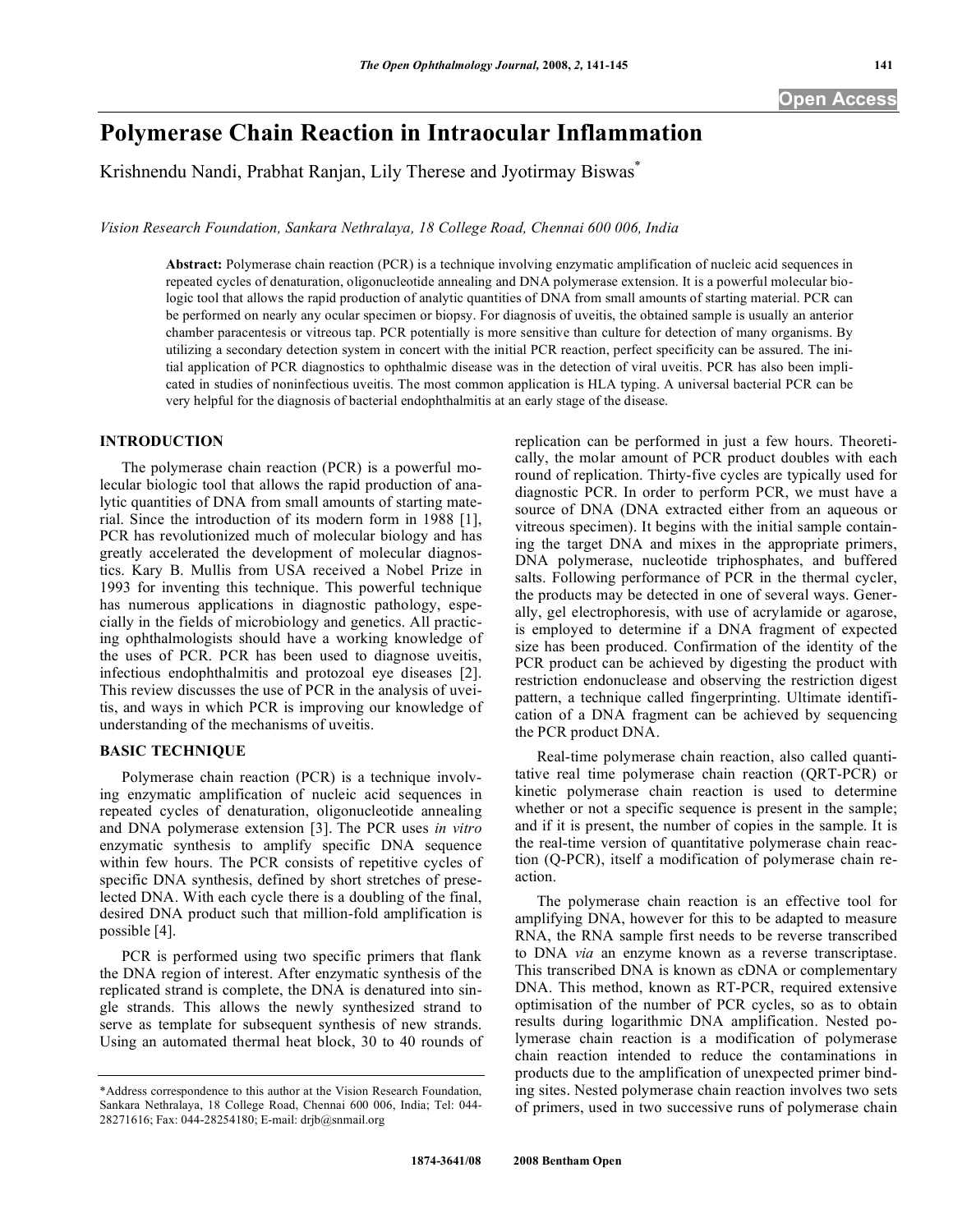# Polymerase Chain Reaction in Intraocular Inflammation

Krishnendu Nandi, Prabhat Ranjan, Lily Therese and Jyotirmay Biswas*

*Vision Research Foundation, Sankara Nethralaya, 18 College Road, Chennai 600 006, India*

**Abstract:** Polymerase chain reaction (PCR) is a technique involving enzymatic amplification of nucleic acid sequences in repeated cycles of denaturation, oligonucleotide annealing and DNA polymerase extension. It is a powerful molecular biologic tool that allows the rapid production of analytic quantities of DNA from small amounts of starting material. PCR can be performed on nearly any ocular specimen or biopsy. For diagnosis of uveitis, the obtained sample is usually an anterior chamber paracentesis or vitreous tap. PCR potentially is more sensitive than culture for detection of many organisms. By utilizing a secondary detection system in concert with the initial PCR reaction, perfect specificity can be assured. The initial application of PCR diagnostics to ophthalmic disease was in the detection of viral uveitis. PCR has also been implicated in studies of noninfectious uveitis. The most common application is HLA typing. A universal bacterial PCR can be very helpful for the diagnosis of bacterial endophthalmitis at an early stage of the disease.

## INTRODUCTION

The polymerase chain reaction (PCR) is a powerful molecular biologic tool that allows the rapid production of analytic quantities of DNA from small amounts of starting material. Since the introduction of its modern form in 1988 [1], PCR has revolutionized much of molecular biology and has greatly accelerated the development of molecular diagnostics. Kary B. Mullis from USA received a Nobel Prize in 1993 for inventing this technique. This powerful technique has numerous applications in diagnostic pathology, especially in the fields of microbiology and genetics. All practicing ophthalmologists should have a working knowledge of the uses of PCR. PCR has been used to diagnose uveitis, infectious endophthalmitis and protozoal eye diseases [2]. This review discusses the use of PCR in the analysis of uveitis, and ways in which PCR is improving our knowledge of understanding of the mechanisms of uveitis.

## BASIC TECHNIQUE

Polymerase chain reaction (PCR) is a technique involving enzymatic amplification of nucleic acid sequences in repeated cycles of denaturation, oligonucleotide annealing and DNA polymerase extension [3]. The PCR uses *in vitro* enzymatic synthesis to amplify specific DNA sequence within few hours. The PCR consists of repetitive cycles of specific DNA synthesis, defined by short stretches of preselected DNA. With each cycle there is a doubling of the final, desired DNA product such that million-fold amplification is possible [4].

PCR is performed using two specific primers that flank the DNA region of interest. After enzymatic synthesis of the replicated strand is complete, the DNA is denatured into single strands. This allows the newly synthesized strand to serve as template for subsequent synthesis of new strands. Using an automated thermal heat block, 30 to 40 rounds of replication can be performed in just a few hours. Theoretically, the molar amount of PCR product doubles with each round of replication. Thirty-five cycles are typically used for diagnostic PCR. In order to perform PCR, we must have a source of DNA (DNA extracted either from an aqueous or vitreous specimen). It begins with the initial sample containing the target DNA and mixes in the appropriate primers, DNA polymerase, nucleotide triphosphates, and buffered salts. Following performance of PCR in the thermal cycler, the products may be detected in one of several ways. Generally, gel electrophoresis, with use of acrylamide or agarose, is employed to determine if a DNA fragment of expected size has been produced. Confirmation of the identity of the PCR product can be achieved by digesting the product with restriction endonuclease and observing the restriction digest pattern, a technique called fingerprinting. Ultimate identification of a DNA fragment can be achieved by sequencing the PCR product DNA.

Real-time polymerase chain reaction, also called quantitative real time polymerase chain reaction (QRT-PCR) or kinetic polymerase chain reaction is used to determine whether or not a specific sequence is present in the sample; and if it is present, the number of copies in the sample. It is the real-time version of quantitative polymerase chain reaction (Q-PCR), itself a modification of polymerase chain reaction.

The polymerase chain reaction is an effective tool for amplifying DNA, however for this to be adapted to measure RNA, the RNA sample first needs to be reverse transcribed to DNA *via* an enzyme known as a reverse transcriptase. This transcribed DNA is known as cDNA or complementary DNA. This method, known as RT-PCR, required extensive optimisation of the number of PCR cycles, so as to obtain results during logarithmic DNA amplification. Nested polymerase chain reaction is a modification of polymerase chain reaction intended to reduce the contaminations in products due to the amplification of unexpected primer binding sites. Nested polymerase chain reaction involves two sets of primers, used in two successive runs of polymerase chain

*Address correspondence to this author at the Vision Research Foundation, Sankara Nethralaya, 18 College Road, Chennai 600 006, India; Tel: 044-28271616; Fax: 044-28254180; E-mail: drjb@snmail.org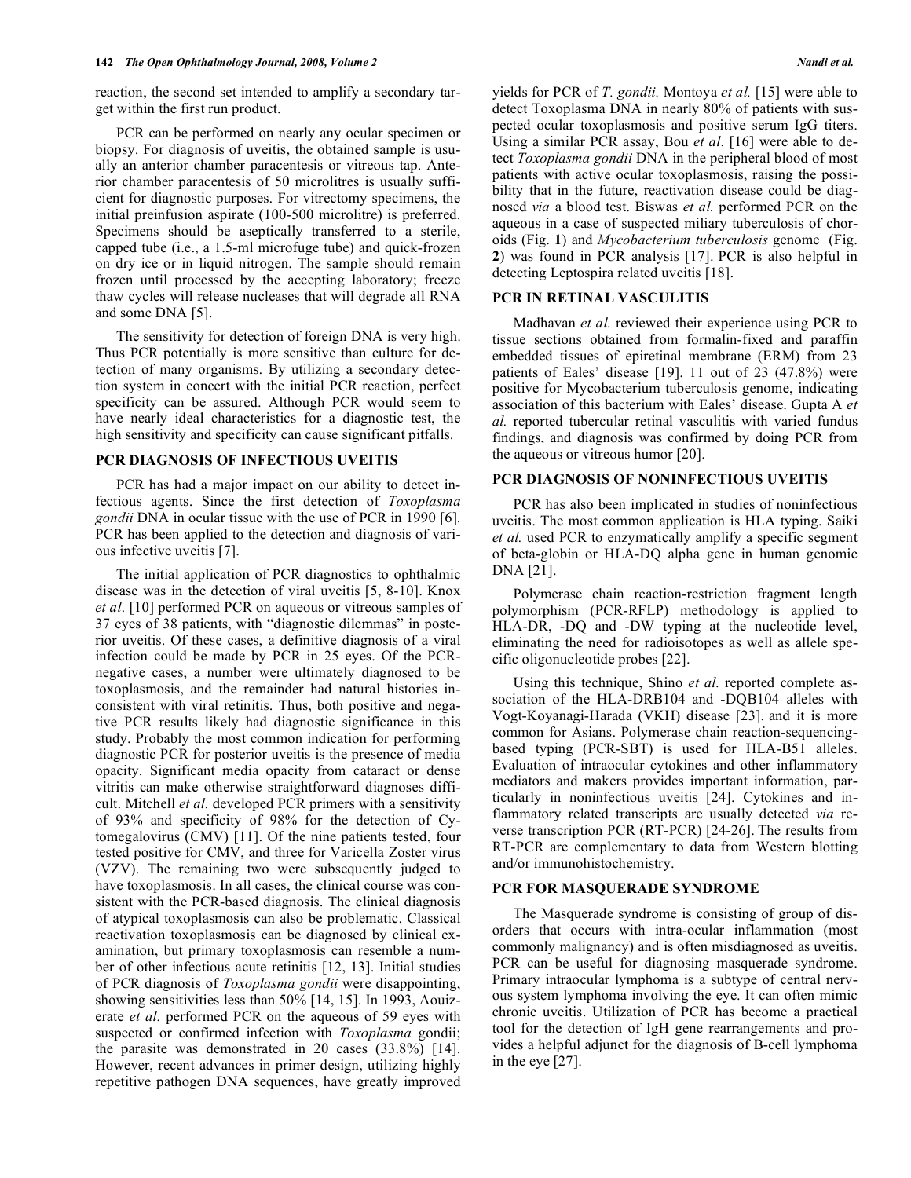reaction, the second set intended to amplify a secondary target within the first run product.

PCR can be performed on nearly any ocular specimen or biopsy. For diagnosis of uveitis, the obtained sample is usually an anterior chamber paracentesis or vitreous tap. Anterior chamber paracentesis of 50 microlitres is usually sufficient for diagnostic purposes. For vitrectomy specimens, the initial preinfusion aspirate (100-500 microlitre) is preferred. Specimens should be aseptically transferred to a sterile, capped tube (i.e., a 1.5-ml microfuge tube) and quick-frozen on dry ice or in liquid nitrogen. The sample should remain frozen until processed by the accepting laboratory; freeze thaw cycles will release nucleases that will degrade all RNA and some DNA [5].

The sensitivity for detection of foreign DNA is very high. Thus PCR potentially is more sensitive than culture for detection of many organisms. By utilizing a secondary detection system in concert with the initial PCR reaction, perfect specificity can be assured. Although PCR would seem to have nearly ideal characteristics for a diagnostic test, the high sensitivity and specificity can cause significant pitfalls.

## PCR DIAGNOSIS OF INFECTIOUS UVEITIS

PCR has had a major impact on our ability to detect infectious agents. Since the first detection of *Toxoplasma gondii* DNA in ocular tissue with the use of PCR in 1990 [6]. PCR has been applied to the detection and diagnosis of various infective uveitis [7].

The initial application of PCR diagnostics to ophthalmic disease was in the detection of viral uveitis [5, 8-10]. Knox *et al*. [10] performed PCR on aqueous or vitreous samples of 37 eyes of 38 patients, with "diagnostic dilemmas" in posterior uveitis. Of these cases, a definitive diagnosis of a viral infection could be made by PCR in 25 eyes. Of the PCR-negative cases, a number were ultimately diagnosed to be toxoplasmosis, and the remainder had natural histories inconsistent with viral retinitis. Thus, both positive and negative PCR results likely had diagnostic significance in this study. Probably the most common indication for performing diagnostic PCR for posterior uveitis is the presence of media opacity. Significant media opacity from cataract or dense vitritis can make otherwise straightforward diagnoses difficult. Mitchell *et al.* developed PCR primers with a sensitivity of 93% and specificity of 98% for the detection of Cytomegalovirus (CMV) [11]. Of the nine patients tested, four tested positive for CMV, and three for Varicella Zoster virus (VZV). The remaining two were subsequently judged to have toxoplasmosis. In all cases, the clinical course was consistent with the PCR-based diagnosis. The clinical diagnosis of atypical toxoplasmosis can also be problematic. Classical reactivation toxoplasmosis can be diagnosed by clinical examination, but primary toxoplasmosis can resemble a number of other infectious acute retinitis [12, 13]. Initial studies of PCR diagnosis of *Toxoplasma gondii* were disappointing, showing sensitivities less than 50% [14, 15]. In 1993, Aouizerate *et al.* performed PCR on the aqueous of 59 eyes with suspected or confirmed infection with *Toxoplasma* gondii; the parasite was demonstrated in 20 cases (33.8%) [14]. However, recent advances in primer design, utilizing highly repetitive pathogen DNA sequences, have greatly improved yields for PCR of *T. gondii.* Montoya *et al.* [15] were able to detect Toxoplasma DNA in nearly 80% of patients with suspected ocular toxoplasmosis and positive serum IgG titers. Using a similar PCR assay, Bou *et al*. [16] were able to detect *Toxoplasma gondii* DNA in the peripheral blood of most patients with active ocular toxoplasmosis, raising the possibility that in the future, reactivation disease could be diagnosed *via* a blood test. Biswas *et al.* performed PCR on the aqueous in a case of suspected miliary tuberculosis of choroids (Fig. **1**) and *Mycobacterium tuberculosis* genome (Fig. **2**) was found in PCR analysis [17]. PCR is also helpful in detecting Leptospira related uveitis [18].

## PCR IN RETINAL VASCULITIS

Madhavan *et al.* reviewed their experience using PCR to tissue sections obtained from formalin-fixed and paraffin embedded tissues of epiretinal membrane (ERM) from 23 patients of Eales' disease [19]. 11 out of 23 (47.8%) were positive for Mycobacterium tuberculosis genome, indicating association of this bacterium with Eales' disease. Gupta A *et al.* reported tubercular retinal vasculitis with varied fundus findings, and diagnosis was confirmed by doing PCR from the aqueous or vitreous humor [20].

## PCR DIAGNOSIS OF NONINFECTIOUS UVEITIS

PCR has also been implicated in studies of noninfectious uveitis. The most common application is HLA typing. Saiki *et al.* used PCR to enzymatically amplify a specific segment of beta-globin or HLA-DQ alpha gene in human genomic DNA [21].

Polymerase chain reaction-restriction fragment length polymorphism (PCR-RFLP) methodology is applied to HLA-DR, -DQ and -DW typing at the nucleotide level, eliminating the need for radioisotopes as well as allele specific oligonucleotide probes [22].

Using this technique, Shino *et al.* reported complete association of the HLA-DRB104 and -DQB104 alleles with Vogt-Koyanagi-Harada (VKH) disease [23]. and it is more common for Asians. Polymerase chain reaction-sequencing-based typing (PCR-SBT) is used for HLA-B51 alleles. Evaluation of intraocular cytokines and other inflammatory mediators and makers provides important information, particularly in noninfectious uveitis [24]. Cytokines and inflammatory related transcripts are usually detected *via* reverse transcription PCR (RT-PCR) [24-26]. The results from RT-PCR are complementary to data from Western blotting and/or immunohistochemistry.

## PCR FOR MASQUERADE SYNDROME

The Masquerade syndrome is consisting of group of disorders that occurs with intra-ocular inflammation (most commonly malignancy) and is often misdiagnosed as uveitis. PCR can be useful for diagnosing masquerade syndrome. Primary intraocular lymphoma is a subtype of central nervous system lymphoma involving the eye. It can often mimic chronic uveitis. Utilization of PCR has become a practical tool for the detection of IgH gene rearrangements and provides a helpful adjunct for the diagnosis of B-cell lymphoma in the eye [27].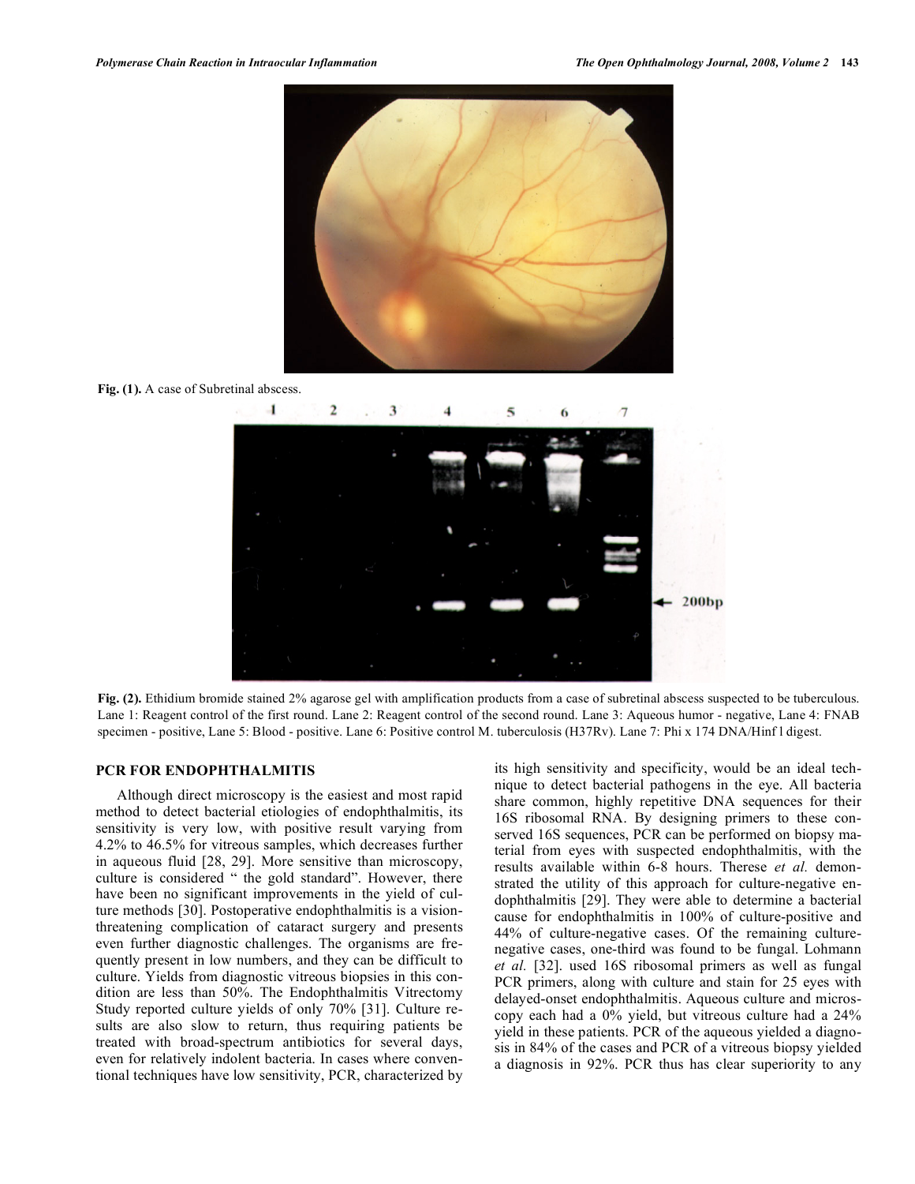Fig. (1). A case of Subretinal abscess.

Fig. (2). Ethidium bromide stained 2% agarose gel with amplification products from a case of subretinal abscess suspected to be tuberculous. Lane 1: Reagent control of the first round. Lane 2: Reagent control of the second round. Lane 3: Aqueous humor - negative, Lane 4: FNAB specimen - positive, Lane 5: Blood - positive. Lane 6: Positive control M. tuberculosis (H37Rv). Lane 7: Phi x 174 DNA/Hinf l digest.

## PCR FOR ENDOPHTHALMITIS

Although direct microscopy is the easiest and most rapid method to detect bacterial etiologies of endophthalmitis, its sensitivity is very low, with positive result varying from 4.2% to 46.5% for vitreous samples, which decreases further in aqueous fluid [28, 29]. More sensitive than microscopy, culture is considered " the gold standard". However, there have been no significant improvements in the yield of culture methods [30]. Postoperative endophthalmitis is a vision-threatening complication of cataract surgery and presents even further diagnostic challenges. The organisms are frequently present in low numbers, and they can be difficult to culture. Yields from diagnostic vitreous biopsies in this condition are less than 50%. The Endophthalmitis Vitrectomy Study reported culture yields of only 70% [31]. Culture results are also slow to return, thus requiring patients be treated with broad-spectrum antibiotics for several days, even for relatively indolent bacteria. In cases where conventional techniques have low sensitivity, PCR, characterized by its high sensitivity and specificity, would be an ideal technique to detect bacterial pathogens in the eye. All bacteria share common, highly repetitive DNA sequences for their 16S ribosomal RNA. By designing primers to these conserved 16S sequences, PCR can be performed on biopsy material from eyes with suspected endophthalmitis, with the results available within 6-8 hours. Therese *et al.* demonstrated the utility of this approach for culture-negative endophthalmitis [29]. They were able to determine a bacterial cause for endophthalmitis in 100% of culture-positive and 44% of culture-negative cases. Of the remaining culture-negative cases, one-third was found to be fungal. Lohmann *et al.* [32]. used 16S ribosomal primers as well as fungal PCR primers, along with culture and stain for 25 eyes with delayed-onset endophthalmitis. Aqueous culture and microscopy each had a 0% yield, but vitreous culture had a 24% yield in these patients. PCR of the aqueous yielded a diagnosis in 84% of the cases and PCR of a vitreous biopsy yielded a diagnosis in 92%. PCR thus has clear superiority to any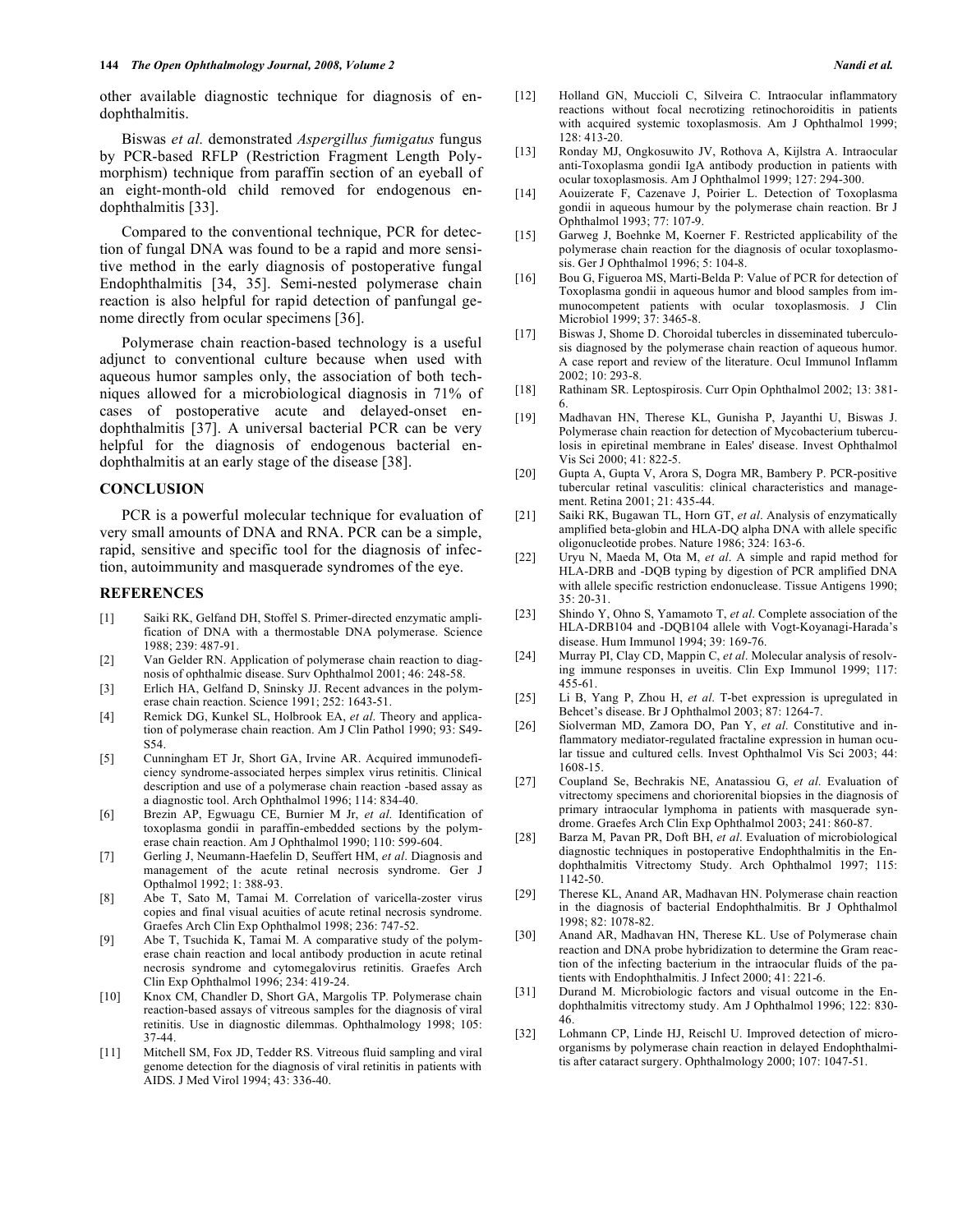other available diagnostic technique for diagnosis of endophthalmitis.

Biswas *et al.* demonstrated *Aspergillus fumigatus* fungus by PCR-based RFLP (Restriction Fragment Length Polymorphism) technique from paraffin section of an eyeball of an eight-month-old child removed for endogenous endophthalmitis [33].

Compared to the conventional technique, PCR for detection of fungal DNA was found to be a rapid and more sensitive method in the early diagnosis of postoperative fungal Endophthalmitis [34, 35]. Semi-nested polymerase chain reaction is also helpful for rapid detection of panfungal genome directly from ocular specimens [36].

Polymerase chain reaction-based technology is a useful adjunct to conventional culture because when used with aqueous humor samples only, the association of both techniques allowed for a microbiological diagnosis in 71% of cases of postoperative acute and delayed-onset endophthalmitis [37]. A universal bacterial PCR can be very helpful for the diagnosis of endogenous bacterial endophthalmitis at an early stage of the disease [38].

## CONCLUSION

PCR is a powerful molecular technique for evaluation of very small amounts of DNA and RNA. PCR can be a simple, rapid, sensitive and specific tool for the diagnosis of infection, autoimmunity and masquerade syndromes of the eye.

## REFERENCES

[1] Saiki RK, Gelfand DH, Stoffel S. Primer-directed enzymatic amplification of DNA with a thermostable DNA polymerase. Science 1988; 239: 487-91.

[2] Van Gelder RN. Application of polymerase chain reaction to diagnosis of ophthalmic disease. Surv Ophthalmol 2001; 46: 248-58.

[3] Erlich HA, Gelfand D, Sninsky JJ. Recent advances in the polymerase chain reaction. Science 1991; 252: 1643-51.

[4] Remick DG, Kunkel SL, Holbrook EA, *et al*. Theory and application of polymerase chain reaction. Am J Clin Pathol 1990; 93: S49-S54.

[5] Cunningham ET Jr, Short GA, Irvine AR. Acquired immunodeficiency syndrome-associated herpes simplex virus retinitis. Clinical description and use of a polymerase chain reaction -based assay as a diagnostic tool. Arch Ophthalmol 1996; 114: 834-40.

[6] Brezin AP, Egwuagu CE, Burnier M Jr, *et al.* Identification of toxoplasma gondii in paraffin-embedded sections by the polymerase chain reaction. Am J Ophthalmol 1990; 110: 599-604.

[7] Gerling J, Neumann-Haefelin D, Seuffert HM, *et al*. Diagnosis and management of the acute retinal necrosis syndrome. Ger J Opthalmol 1992; 1: 388-93.

[8] Abe T, Sato M, Tamai M. Correlation of varicella-zoster virus copies and final visual acuities of acute retinal necrosis syndrome. Graefes Arch Clin Exp Ophthalmol 1998; 236: 747-52.

[9] Abe T, Tsuchida K, Tamai M. A comparative study of the polymerase chain reaction and local antibody production in acute retinal necrosis syndrome and cytomegalovirus retinitis. Graefes Arch Clin Exp Ophthalmol 1996; 234: 419-24.

[10] Knox CM, Chandler D, Short GA, Margolis TP. Polymerase chain reaction-based assays of vitreous samples for the diagnosis of viral retinitis. Use in diagnostic dilemmas. Ophthalmology 1998; 105: 37-44.

[11] Mitchell SM, Fox JD, Tedder RS. Vitreous fluid sampling and viral genome detection for the diagnosis of viral retinitis in patients with AIDS. J Med Virol 1994; 43: 336-40.

[12] Holland GN, Muccioli C, Silveira C. Intraocular inflammatory reactions without focal necrotizing retinochoroiditis in patients with acquired systemic toxoplasmosis. Am J Ophthalmol 1999; 128: 413-20.

[13] Ronday MJ, Ongkosuwito JV, Rothova A, Kijlstra A. Intraocular anti-Toxoplasma gondii IgA antibody production in patients with ocular toxoplasmosis. Am J Ophthalmol 1999; 127: 294-300.

[14] Aouizerate F, Cazenave J, Poirier L. Detection of Toxoplasma gondii in aqueous humour by the polymerase chain reaction. Br J Ophthalmol 1993; 77: 107-9.

[15] Garweg J, Boehnke M, Koerner F. Restricted applicability of the polymerase chain reaction for the diagnosis of ocular toxoplasmosis. Ger J Ophthalmol 1996; 5: 104-8.

[16] Bou G, Figueroa MS, Marti-Belda P: Value of PCR for detection of Toxoplasma gondii in aqueous humor and blood samples from immunocompetent patients with ocular toxoplasmosis. J Clin Microbiol 1999; 37: 3465-8.

[17] Biswas J, Shome D. Choroidal tubercles in disseminated tuberculosis diagnosed by the polymerase chain reaction of aqueous humor. A case report and review of the literature. Ocul Immunol Inflamm 2002; 10: 293-8.

[18] Rathinam SR. Leptospirosis. Curr Opin Ophthalmol 2002; 13: 381-6.

[19] Madhavan HN, Therese KL, Gunisha P, Jayanthi U, Biswas J. Polymerase chain reaction for detection of Mycobacterium tuberculosis in epiretinal membrane in Eales' disease. Invest Ophthalmol Vis Sci 2000; 41: 822-5.

[20] Gupta A, Gupta V, Arora S, Dogra MR, Bambery P. PCR-positive tubercular retinal vasculitis: clinical characteristics and management. Retina 2001; 21: 435-44.

[21] Saiki RK, Bugawan TL, Horn GT, *et al*. Analysis of enzymatically amplified beta-globin and HLA-DQ alpha DNA with allele specific oligonucleotide probes. Nature 1986; 324: 163-6.

[22] Uryu N, Maeda M, Ota M, *et al*. A simple and rapid method for HLA-DRB and -DQB typing by digestion of PCR amplified DNA with allele specific restriction endonuclease. Tissue Antigens 1990; 35: 20-31.

[23] Shindo Y, Ohno S, Yamamoto T, *et al*. Complete association of the HLA-DRB104 and -DQB104 allele with Vogt-Koyanagi-Harada's disease. Hum Immunol 1994; 39: 169-76.

[24] Murray PI, Clay CD, Mappin C, *et al*. Molecular analysis of resolving immune responses in uveitis. Clin Exp Immunol 1999; 117: 455-61.

[25] Li B, Yang P, Zhou H, *et al*. T-bet expression is upregulated in Behcet's disease. Br J Ophthalmol 2003; 87: 1264-7.

[26] Siolverman MD, Zamora DO, Pan Y, *et al*. Constitutive and inflammatory mediator-regulated fractaline expression in human ocular tissue and cultured cells. Invest Ophthalmol Vis Sci 2003; 44: 1608-15.

[27] Coupland Se, Bechrakis NE, Anatassiou G, *et al*. Evaluation of vitrectomy specimens and choriorenital biopsies in the diagnosis of primary intraocular lymphoma in patients with masquerade syndrome. Graefes Arch Clin Exp Ophthalmol 2003; 241: 860-87.

[28] Barza M, Pavan PR, Doft BH, *et al*. Evaluation of microbiological diagnostic techniques in postoperative Endophthalmitis in the Endophthalmitis Vitrectomy Study. Arch Ophthalmol 1997; 115: 1142-50.

[29] Therese KL, Anand AR, Madhavan HN. Polymerase chain reaction in the diagnosis of bacterial Endophthalmitis. Br J Ophthalmol 1998; 82: 1078-82.

[30] Anand AR, Madhavan HN, Therese KL. Use of Polymerase chain reaction and DNA probe hybridization to determine the Gram reaction of the infecting bacterium in the intraocular fluids of the patients with Endophthalmitis. J Infect 2000; 41: 221-6.

[31] Durand M. Microbiologic factors and visual outcome in the Endophthalmitis vitrectomy study. Am J Ophthalmol 1996; 122: 830-46.

[32] Lohmann CP, Linde HJ, Reischl U. Improved detection of microorganisms by polymerase chain reaction in delayed Endophthalmitis after cataract surgery. Ophthalmology 2000; 107: 1047-51.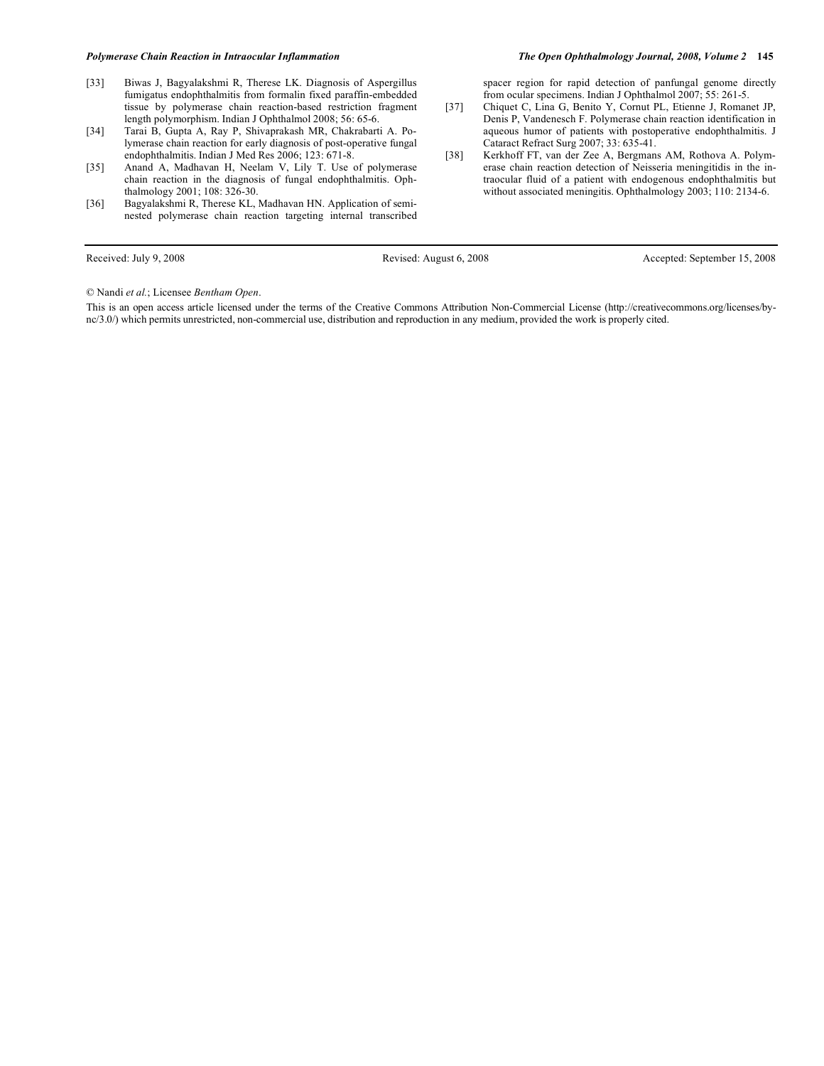[33] Biwas J, Bagyalakshmi R, Therese LK. Diagnosis of Aspergillus fumigatus endophthalmitis from formalin fixed paraffin-embedded tissue by polymerase chain reaction-based restriction fragment length polymorphism. Indian J Ophthalmol 2008; 56: 65-6.

[34] Tarai B, Gupta A, Ray P, Shivaprakash MR, Chakrabarti A. Polymerase chain reaction for early diagnosis of post-operative fungal endophthalmitis. Indian J Med Res 2006; 123: 671-8.

[35] Anand A, Madhavan H, Neelam V, Lily T. Use of polymerase chain reaction in the diagnosis of fungal endophthalmitis. Ophthalmology 2001; 108: 326-30.

[36] Bagyalakshmi R, Therese KL, Madhavan HN. Application of semi-nested polymerase chain reaction targeting internal transcribed spacer region for rapid detection of panfungal genome directly from ocular specimens. Indian J Ophthalmol 2007; 55: 261-5.

[37] Chiquet C, Lina G, Benito Y, Cornut PL, Etienne J, Romanet JP, Denis P, Vandenesch F. Polymerase chain reaction identification in aqueous humor of patients with postoperative endophthalmitis. J Cataract Refract Surg 2007; 33: 635-41.

[38] Kerkhoff FT, van der Zee A, Bergmans AM, Rothova A. Polymerase chain reaction detection of Neisseria meningitidis in the intraocular fluid of a patient with endogenous endophthalmitis but without associated meningitis. Ophthalmology 2003; 110: 2134-6.

Received: July 9, 2008 Revised: August 6, 2008 Accepted: September 15, 2008

© Nandi *et al.*; Licensee *Bentham Open*.

This is an open access article licensed under the terms of the Creative Commons Attribution Non-Commercial License (http://creativecommons.org/licenses/by-nc/3.0/) which permits unrestricted, non-commercial use, distribution and reproduction in any medium, provided the work is properly cited.